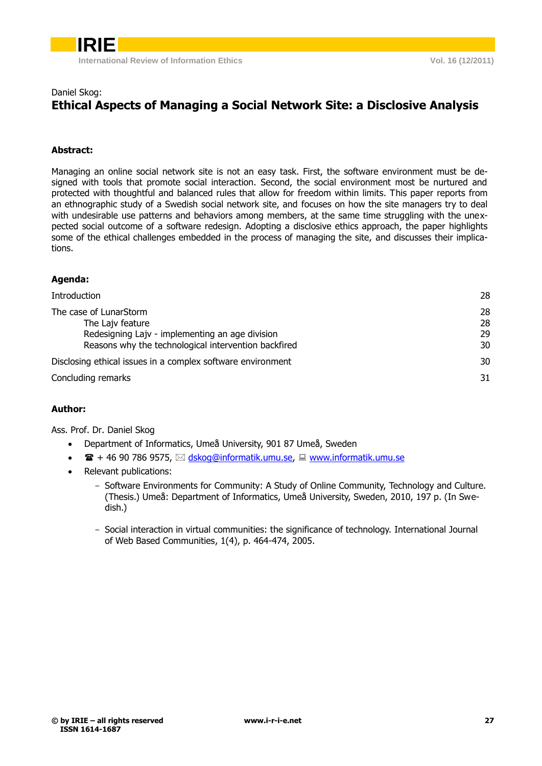Daniel Skog:

# Ethical Aspects of Managing a Social Network Site: a Disclosive Analysis

**Abstract:**

Managing an online social network site is not an easy task. First, the software environment must be designed with tools that promote social interaction. Second, the social environment most be nurtured and protected with thoughtful and balanced rules that allow for freedom within limits. This paper reports from an ethnographic study of a Swedish social network site, and focuses on how the site managers try to deal with undesirable use patterns and behaviors among members, at the same time struggling with the unexpected social outcome of a software redesign. Adopting a disclosive ethics approach, the paper highlights some of the ethical challenges embedded in the process of managing the site, and discusses their implications.

**Agenda:**

| | |
|---|---|
| Introduction | 28 |
| The case of LunarStorm | 28 |
| The Lajv feature | 28 |
| Redesigning Lajv - implementing an age division | 29 |
| Reasons why the technological intervention backfired | 30 |
| Disclosing ethical issues in a complex software environment | 30 |
| Concluding remarks | 31 |

**Author:**

Ass. Prof. Dr. Daniel Skog

- Department of Informatics, Umeå University, 901 87 Umeå, Sweden
- ☎ + 46 90 786 9575, ✉ dskog@informatik.umu.se, 💻 www.informatik.umu.se
- Relevant publications:
  - Software Environments for Community: A Study of Online Community, Technology and Culture. (Thesis.) Umeå: Department of Informatics, Umeå University, Sweden, 2010, 197 p. (In Swedish.)
  - Social interaction in virtual communities: the significance of technology. International Journal of Web Based Communities, 1(4), p. 464-474, 2005.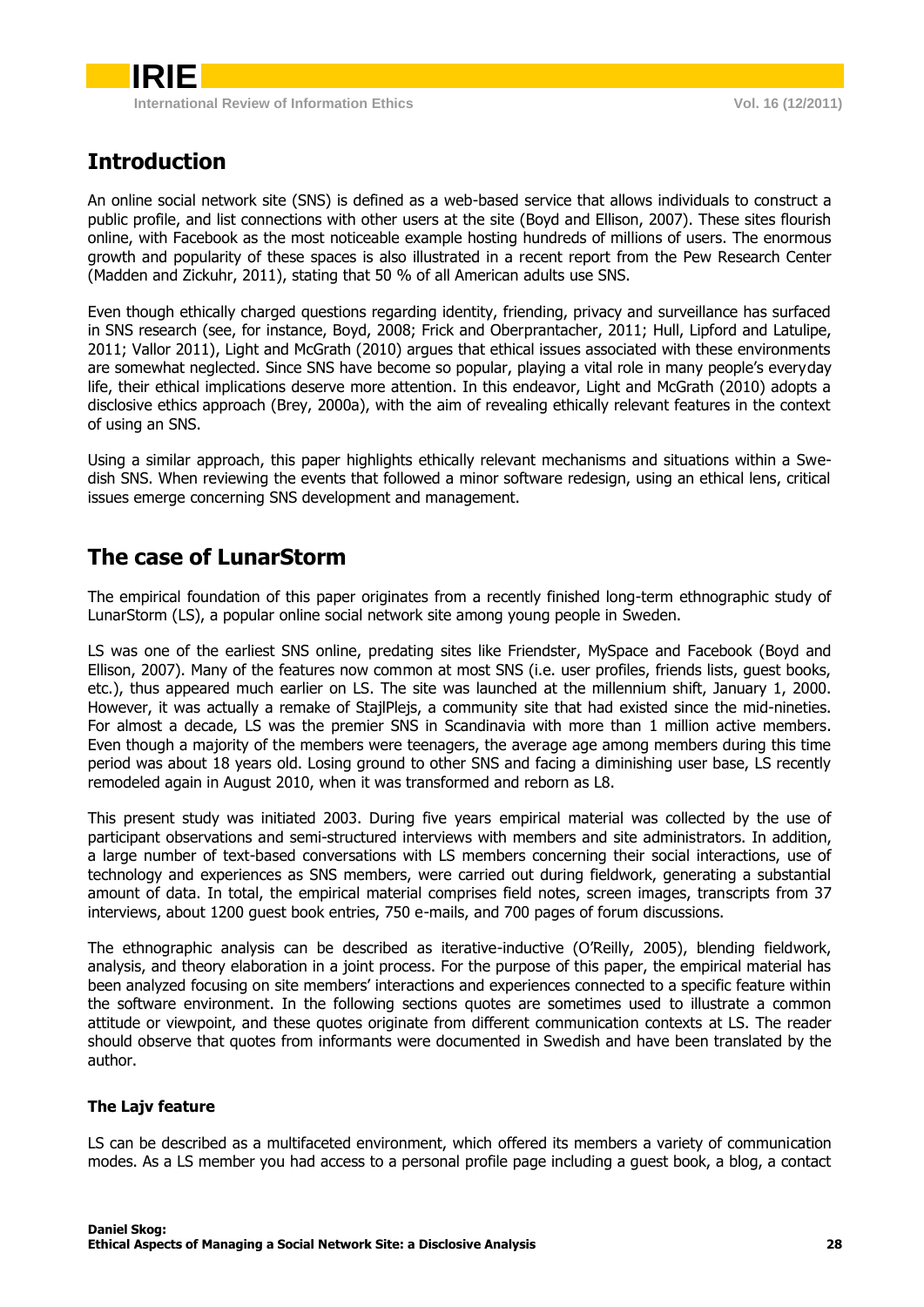## Introduction

An online social network site (SNS) is defined as a web-based service that allows individuals to construct a public profile, and list connections with other users at the site (Boyd and Ellison, 2007). These sites flourish online, with Facebook as the most noticeable example hosting hundreds of millions of users. The enormous growth and popularity of these spaces is also illustrated in a recent report from the Pew Research Center (Madden and Zickuhr, 2011), stating that 50 % of all American adults use SNS.

Even though ethically charged questions regarding identity, friending, privacy and surveillance has surfaced in SNS research (see, for instance, Boyd, 2008; Frick and Oberprantacher, 2011; Hull, Lipford and Latulipe, 2011; Vallor 2011), Light and McGrath (2010) argues that ethical issues associated with these environments are somewhat neglected. Since SNS have become so popular, playing a vital role in many people's everyday life, their ethical implications deserve more attention. In this endeavor, Light and McGrath (2010) adopts a disclosive ethics approach (Brey, 2000a), with the aim of revealing ethically relevant features in the context of using an SNS.

Using a similar approach, this paper highlights ethically relevant mechanisms and situations within a Swedish SNS. When reviewing the events that followed a minor software redesign, using an ethical lens, critical issues emerge concerning SNS development and management.

## The case of LunarStorm

The empirical foundation of this paper originates from a recently finished long-term ethnographic study of LunarStorm (LS), a popular online social network site among young people in Sweden.

LS was one of the earliest SNS online, predating sites like Friendster, MySpace and Facebook (Boyd and Ellison, 2007). Many of the features now common at most SNS (i.e. user profiles, friends lists, guest books, etc.), thus appeared much earlier on LS. The site was launched at the millennium shift, January 1, 2000. However, it was actually a remake of StajlPlejs, a community site that had existed since the mid-nineties. For almost a decade, LS was the premier SNS in Scandinavia with more than 1 million active members. Even though a majority of the members were teenagers, the average age among members during this time period was about 18 years old. Losing ground to other SNS and facing a diminishing user base, LS recently remodeled again in August 2010, when it was transformed and reborn as L8.

This present study was initiated 2003. During five years empirical material was collected by the use of participant observations and semi-structured interviews with members and site administrators. In addition, a large number of text-based conversations with LS members concerning their social interactions, use of technology and experiences as SNS members, were carried out during fieldwork, generating a substantial amount of data. In total, the empirical material comprises field notes, screen images, transcripts from 37 interviews, about 1200 guest book entries, 750 e-mails, and 700 pages of forum discussions.

The ethnographic analysis can be described as iterative-inductive (O'Reilly, 2005), blending fieldwork, analysis, and theory elaboration in a joint process. For the purpose of this paper, the empirical material has been analyzed focusing on site members' interactions and experiences connected to a specific feature within the software environment. In the following sections quotes are sometimes used to illustrate a common attitude or viewpoint, and these quotes originate from different communication contexts at LS. The reader should observe that quotes from informants were documented in Swedish and have been translated by the author.

### The Lajv feature

LS can be described as a multifaceted environment, which offered its members a variety of communication modes. As a LS member you had access to a personal profile page including a guest book, a blog, a contact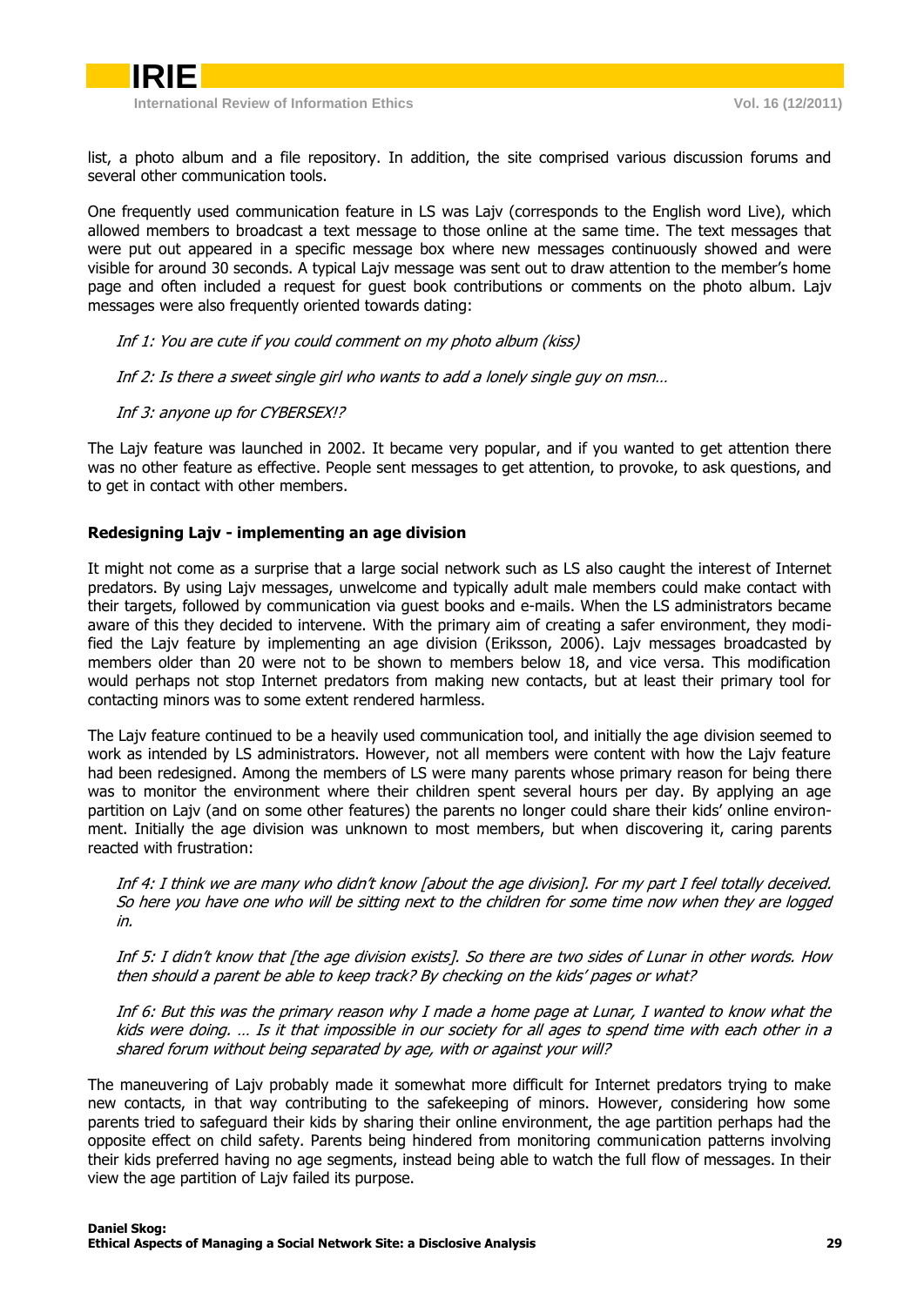list, a photo album and a file repository. In addition, the site comprised various discussion forums and several other communication tools.

One frequently used communication feature in LS was Lajv (corresponds to the English word Live), which allowed members to broadcast a text message to those online at the same time. The text messages that were put out appeared in a specific message box where new messages continuously showed and were visible for around 30 seconds. A typical Lajv message was sent out to draw attention to the member's home page and often included a request for guest book contributions or comments on the photo album. Lajv messages were also frequently oriented towards dating:

*Inf 1: You are cute if you could comment on my photo album (kiss)*

*Inf 2: Is there a sweet single girl who wants to add a lonely single guy on msn…*

*Inf 3: anyone up for CYBERSEX!?*

The Lajv feature was launched in 2002. It became very popular, and if you wanted to get attention there was no other feature as effective. People sent messages to get attention, to provoke, to ask questions, and to get in contact with other members.

### Redesigning Lajv - implementing an age division

It might not come as a surprise that a large social network such as LS also caught the interest of Internet predators. By using Lajv messages, unwelcome and typically adult male members could make contact with their targets, followed by communication via guest books and e-mails. When the LS administrators became aware of this they decided to intervene. With the primary aim of creating a safer environment, they modified the Lajv feature by implementing an age division (Eriksson, 2006). Lajv messages broadcasted by members older than 20 were not to be shown to members below 18, and vice versa. This modification would perhaps not stop Internet predators from making new contacts, but at least their primary tool for contacting minors was to some extent rendered harmless.

The Lajv feature continued to be a heavily used communication tool, and initially the age division seemed to work as intended by LS administrators. However, not all members were content with how the Lajv feature had been redesigned. Among the members of LS were many parents whose primary reason for being there was to monitor the environment where their children spent several hours per day. By applying an age partition on Lajv (and on some other features) the parents no longer could share their kids' online environment. Initially the age division was unknown to most members, but when discovering it, caring parents reacted with frustration:

*Inf 4: I think we are many who didn't know [about the age division]. For my part I feel totally deceived. So here you have one who will be sitting next to the children for some time now when they are logged in.*

*Inf 5: I didn't know that [the age division exists]. So there are two sides of Lunar in other words. How then should a parent be able to keep track? By checking on the kids' pages or what?*

*Inf 6: But this was the primary reason why I made a home page at Lunar, I wanted to know what the kids were doing. … Is it that impossible in our society for all ages to spend time with each other in a shared forum without being separated by age, with or against your will?*

The maneuvering of Lajv probably made it somewhat more difficult for Internet predators trying to make new contacts, in that way contributing to the safekeeping of minors. However, considering how some parents tried to safeguard their kids by sharing their online environment, the age partition perhaps had the opposite effect on child safety. Parents being hindered from monitoring communication patterns involving their kids preferred having no age segments, instead being able to watch the full flow of messages. In their view the age partition of Lajv failed its purpose.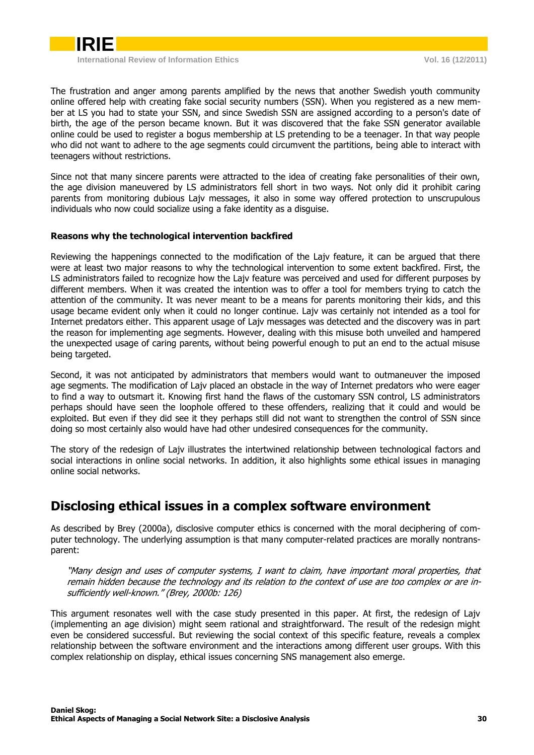The frustration and anger among parents amplified by the news that another Swedish youth community online offered help with creating fake social security numbers (SSN). When you registered as a new member at LS you had to state your SSN, and since Swedish SSN are assigned according to a person's date of birth, the age of the person became known. But it was discovered that the fake SSN generator available online could be used to register a bogus membership at LS pretending to be a teenager. In that way people who did not want to adhere to the age segments could circumvent the partitions, being able to interact with teenagers without restrictions.

Since not that many sincere parents were attracted to the idea of creating fake personalities of their own, the age division maneuvered by LS administrators fell short in two ways. Not only did it prohibit caring parents from monitoring dubious Lajv messages, it also in some way offered protection to unscrupulous individuals who now could socialize using a fake identity as a disguise.

### Reasons why the technological intervention backfired

Reviewing the happenings connected to the modification of the Lajv feature, it can be argued that there were at least two major reasons to why the technological intervention to some extent backfired. First, the LS administrators failed to recognize how the Lajv feature was perceived and used for different purposes by different members. When it was created the intention was to offer a tool for members trying to catch the attention of the community. It was never meant to be a means for parents monitoring their kids, and this usage became evident only when it could no longer continue. Lajv was certainly not intended as a tool for Internet predators either. This apparent usage of Lajv messages was detected and the discovery was in part the reason for implementing age segments. However, dealing with this misuse both unveiled and hampered the unexpected usage of caring parents, without being powerful enough to put an end to the actual misuse being targeted.

Second, it was not anticipated by administrators that members would want to outmaneuver the imposed age segments. The modification of Lajv placed an obstacle in the way of Internet predators who were eager to find a way to outsmart it. Knowing first hand the flaws of the customary SSN control, LS administrators perhaps should have seen the loophole offered to these offenders, realizing that it could and would be exploited. But even if they did see it they perhaps still did not want to strengthen the control of SSN since doing so most certainly also would have had other undesired consequences for the community.

The story of the redesign of Lajv illustrates the intertwined relationship between technological factors and social interactions in online social networks. In addition, it also highlights some ethical issues in managing online social networks.

## Disclosing ethical issues in a complex software environment

As described by Brey (2000a), disclosive computer ethics is concerned with the moral deciphering of computer technology. The underlying assumption is that many computer-related practices are morally nontransparent:

> *"Many design and uses of computer systems, I want to claim, have important moral properties, that remain hidden because the technology and its relation to the context of use are too complex or are insufficiently well-known." (Brey, 2000b: 126)*

This argument resonates well with the case study presented in this paper. At first, the redesign of Lajv (implementing an age division) might seem rational and straightforward. The result of the redesign might even be considered successful. But reviewing the social context of this specific feature, reveals a complex relationship between the software environment and the interactions among different user groups. With this complex relationship on display, ethical issues concerning SNS management also emerge.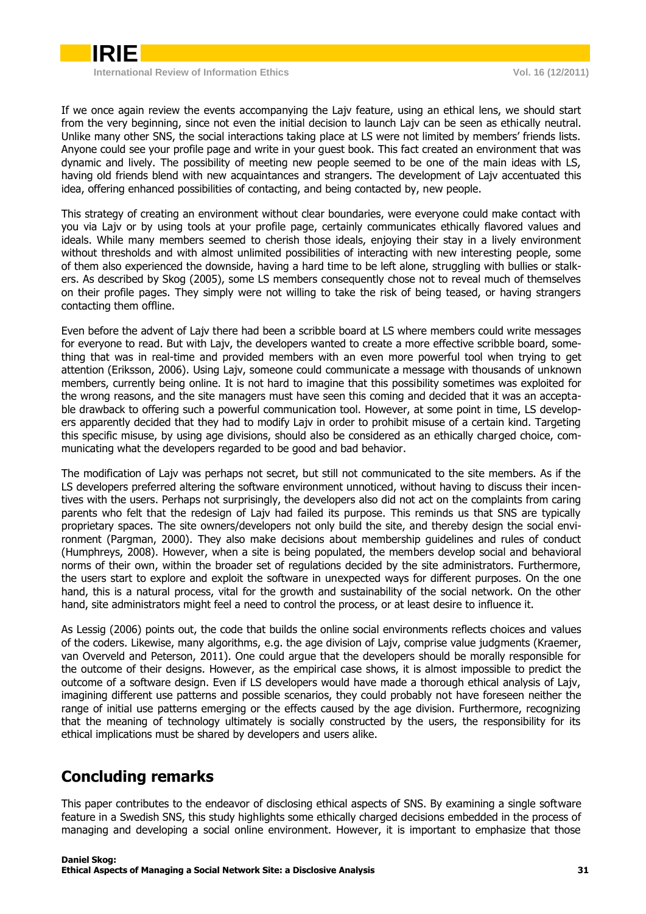If we once again review the events accompanying the Lajv feature, using an ethical lens, we should start from the very beginning, since not even the initial decision to launch Lajv can be seen as ethically neutral. Unlike many other SNS, the social interactions taking place at LS were not limited by members' friends lists. Anyone could see your profile page and write in your guest book. This fact created an environment that was dynamic and lively. The possibility of meeting new people seemed to be one of the main ideas with LS, having old friends blend with new acquaintances and strangers. The development of Lajv accentuated this idea, offering enhanced possibilities of contacting, and being contacted by, new people.

This strategy of creating an environment without clear boundaries, were everyone could make contact with you via Lajv or by using tools at your profile page, certainly communicates ethically flavored values and ideals. While many members seemed to cherish those ideals, enjoying their stay in a lively environment without thresholds and with almost unlimited possibilities of interacting with new interesting people, some of them also experienced the downside, having a hard time to be left alone, struggling with bullies or stalkers. As described by Skog (2005), some LS members consequently chose not to reveal much of themselves on their profile pages. They simply were not willing to take the risk of being teased, or having strangers contacting them offline.

Even before the advent of Lajv there had been a scribble board at LS where members could write messages for everyone to read. But with Lajv, the developers wanted to create a more effective scribble board, something that was in real-time and provided members with an even more powerful tool when trying to get attention (Eriksson, 2006). Using Lajv, someone could communicate a message with thousands of unknown members, currently being online. It is not hard to imagine that this possibility sometimes was exploited for the wrong reasons, and the site managers must have seen this coming and decided that it was an acceptable drawback to offering such a powerful communication tool. However, at some point in time, LS developers apparently decided that they had to modify Lajv in order to prohibit misuse of a certain kind. Targeting this specific misuse, by using age divisions, should also be considered as an ethically charged choice, communicating what the developers regarded to be good and bad behavior.

The modification of Lajv was perhaps not secret, but still not communicated to the site members. As if the LS developers preferred altering the software environment unnoticed, without having to discuss their incentives with the users. Perhaps not surprisingly, the developers also did not act on the complaints from caring parents who felt that the redesign of Lajv had failed its purpose. This reminds us that SNS are typically proprietary spaces. The site owners/developers not only build the site, and thereby design the social environment (Pargman, 2000). They also make decisions about membership guidelines and rules of conduct (Humphreys, 2008). However, when a site is being populated, the members develop social and behavioral norms of their own, within the broader set of regulations decided by the site administrators. Furthermore, the users start to explore and exploit the software in unexpected ways for different purposes. On the one hand, this is a natural process, vital for the growth and sustainability of the social network. On the other hand, site administrators might feel a need to control the process, or at least desire to influence it.

As Lessig (2006) points out, the code that builds the online social environments reflects choices and values of the coders. Likewise, many algorithms, e.g. the age division of Lajv, comprise value judgments (Kraemer, van Overveld and Peterson, 2011). One could argue that the developers should be morally responsible for the outcome of their designs. However, as the empirical case shows, it is almost impossible to predict the outcome of a software design. Even if LS developers would have made a thorough ethical analysis of Lajv, imagining different use patterns and possible scenarios, they could probably not have foreseen neither the range of initial use patterns emerging or the effects caused by the age division. Furthermore, recognizing that the meaning of technology ultimately is socially constructed by the users, the responsibility for its ethical implications must be shared by developers and users alike.

## Concluding remarks

This paper contributes to the endeavor of disclosing ethical aspects of SNS. By examining a single software feature in a Swedish SNS, this study highlights some ethically charged decisions embedded in the process of managing and developing a social online environment. However, it is important to emphasize that those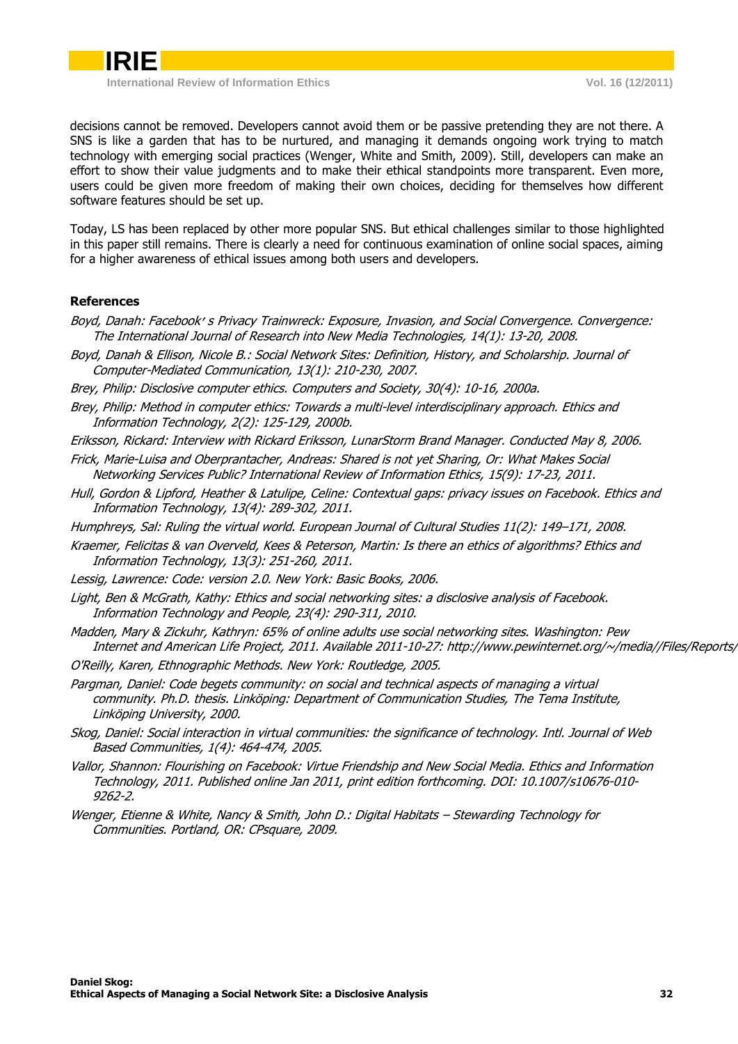decisions cannot be removed. Developers cannot avoid them or be passive pretending they are not there. A SNS is like a garden that has to be nurtured, and managing it demands ongoing work trying to match technology with emerging social practices (Wenger, White and Smith, 2009). Still, developers can make an effort to show their value judgments and to make their ethical standpoints more transparent. Even more, users could be given more freedom of making their own choices, deciding for themselves how different software features should be set up.

Today, LS has been replaced by other more popular SNS. But ethical challenges similar to those highlighted in this paper still remains. There is clearly a need for continuous examination of online social spaces, aiming for a higher awareness of ethical issues among both users and developers.

### References

*Boyd, Danah: Facebook's Privacy Trainwreck: Exposure, Invasion, and Social Convergence. Convergence: The International Journal of Research into New Media Technologies, 14(1): 13-20, 2008.*

*Boyd, Danah & Ellison, Nicole B.: Social Network Sites: Definition, History, and Scholarship. Journal of Computer-Mediated Communication, 13(1): 210-230, 2007.*

*Brey, Philip: Disclosive computer ethics. Computers and Society, 30(4): 10-16, 2000a.*

*Brey, Philip: Method in computer ethics: Towards a multi-level interdisciplinary approach. Ethics and Information Technology, 2(2): 125-129, 2000b.*

*Eriksson, Rickard: Interview with Rickard Eriksson, LunarStorm Brand Manager. Conducted May 8, 2006.*

*Frick, Marie-Luisa and Oberprantacher, Andreas: Shared is not yet Sharing, Or: What Makes Social Networking Services Public? International Review of Information Ethics, 15(9): 17-23, 2011.*

*Hull, Gordon & Lipford, Heather & Latulipe, Celine: Contextual gaps: privacy issues on Facebook. Ethics and Information Technology, 13(4): 289-302, 2011.*

*Humphreys, Sal: Ruling the virtual world. European Journal of Cultural Studies 11(2): 149–171, 2008.*

*Kraemer, Felicitas & van Overveld, Kees & Peterson, Martin: Is there an ethics of algorithms? Ethics and Information Technology, 13(3): 251-260, 2011.*

*Lessig, Lawrence: Code: version 2.0. New York: Basic Books, 2006.*

*Light, Ben & McGrath, Kathy: Ethics and social networking sites: a disclosive analysis of Facebook. Information Technology and People, 23(4): 290-311, 2010.*

*Madden, Mary & Zickuhr, Kathryn: 65% of online adults use social networking sites. Washington: Pew Internet and American Life Project, 2011. Available 2011-10-27: http://www.pewinternet.org/~/media//Files/Reports/*

*O'Reilly, Karen, Ethnographic Methods. New York: Routledge, 2005.*

*Pargman, Daniel: Code begets community: on social and technical aspects of managing a virtual community. Ph.D. thesis. Linköping: Department of Communication Studies, The Tema Institute, Linköping University, 2000.*

*Skog, Daniel: Social interaction in virtual communities: the significance of technology. Intl. Journal of Web Based Communities, 1(4): 464-474, 2005.*

*Vallor, Shannon: Flourishing on Facebook: Virtue Friendship and New Social Media. Ethics and Information Technology, 2011. Published online Jan 2011, print edition forthcoming. DOI: 10.1007/s10676-010-9262-2.*

*Wenger, Etienne & White, Nancy & Smith, John D.: Digital Habitats – Stewarding Technology for Communities. Portland, OR: CPsquare, 2009.*